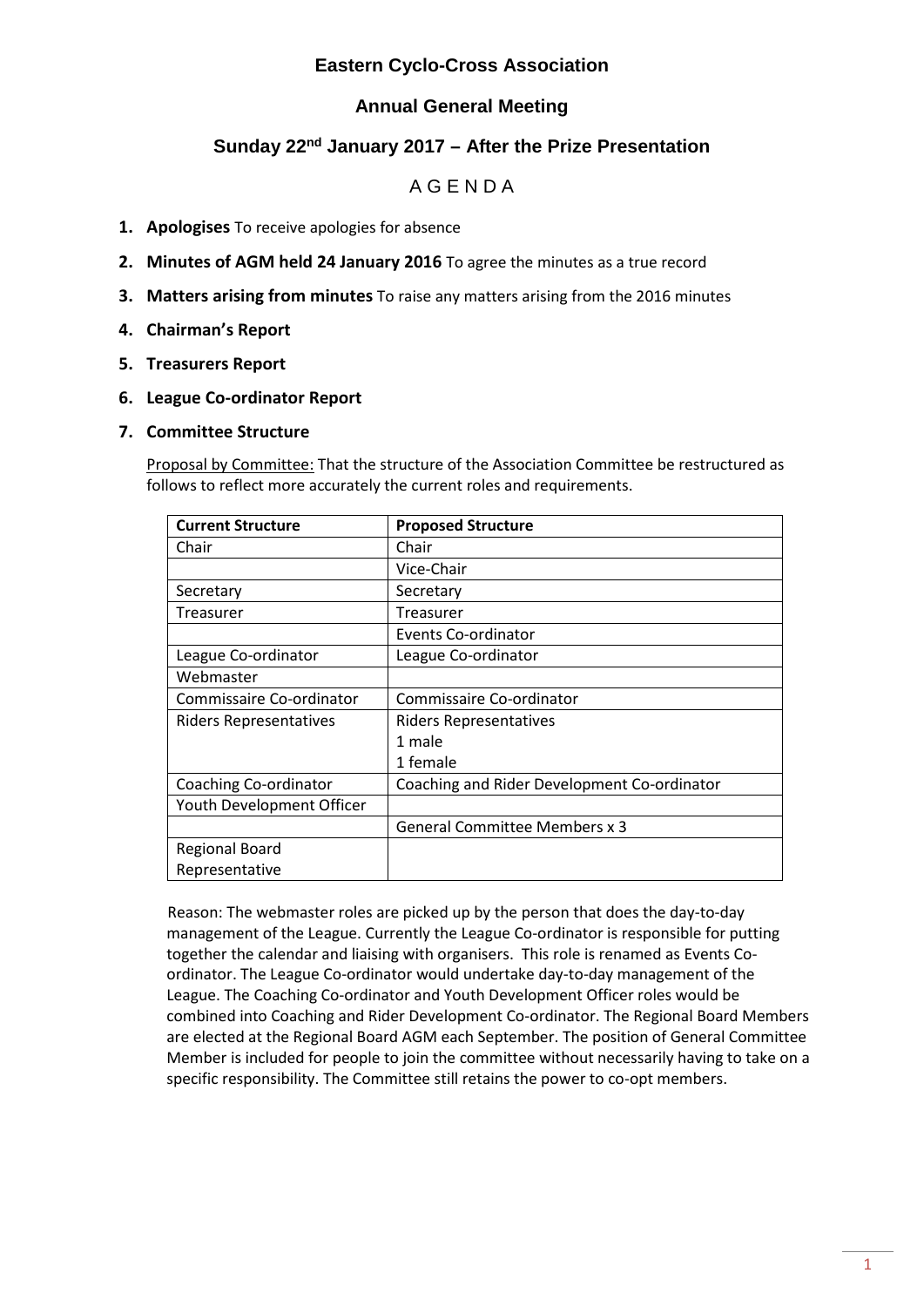# Eastern Cyclo-Cross Association

## Annual General Meeting

## Sunday 22nd January 2017 – After the Prize Presentation

## A G E N D A

1. **Apologises** To receive apologies for absence
2. **Minutes of AGM held 24 January 2016** To agree the minutes as a true record
3. **Matters arising from minutes** To raise any matters arising from the 2016 minutes
4. **Chairman's Report**
5. **Treasurers Report**
6. **League Co-ordinator Report**
7. **Committee Structure**

   Proposal by Committee: That the structure of the Association Committee be restructured as follows to reflect more accurately the current roles and requirements.

| Current Structure | Proposed Structure |
|---|---|
| Chair | Chair |
| | Vice-Chair |
| Secretary | Secretary |
| Treasurer | Treasurer |
| | Events Co-ordinator |
| League Co-ordinator | League Co-ordinator |
| Webmaster | |
| Commissaire Co-ordinator | Commissaire Co-ordinator |
| Riders Representatives | Riders Representatives<br>1 male<br>1 female |
| Coaching Co-ordinator | Coaching and Rider Development Co-ordinator |
| Youth Development Officer | |
| | General Committee Members x 3 |
| Regional Board Representative | |

Reason: The webmaster roles are picked up by the person that does the day-to-day management of the League. Currently the League Co-ordinator is responsible for putting together the calendar and liaising with organisers. This role is renamed as Events Co-ordinator. The League Co-ordinator would undertake day-to-day management of the League. The Coaching Co-ordinator and Youth Development Officer roles would be combined into Coaching and Rider Development Co-ordinator. The Regional Board Members are elected at the Regional Board AGM each September. The position of General Committee Member is included for people to join the committee without necessarily having to take on a specific responsibility. The Committee still retains the power to co-opt members.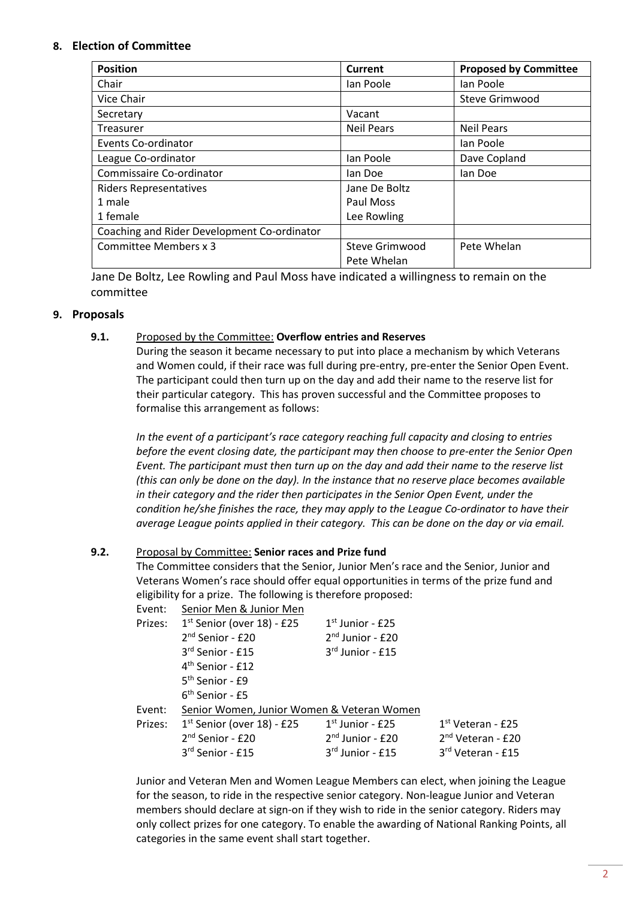## 8. Election of Committee

| Position | Current | Proposed by Committee |
|---|---|---|
| Chair | Ian Poole | Ian Poole |
| Vice Chair | | Steve Grimwood |
| Secretary | Vacant | |
| Treasurer | Neil Pears | Neil Pears |
| Events Co-ordinator | | Ian Poole |
| League Co-ordinator | Ian Poole | Dave Copland |
| Commissaire Co-ordinator | Ian Doe | Ian Doe |
| Riders Representatives<br>1 male<br>1 female | Jane De Boltz<br>Paul Moss<br>Lee Rowling | |
| Coaching and Rider Development Co-ordinator | | |
| Committee Members x 3 | Steve Grimwood<br>Pete Whelan | Pete Whelan |

Jane De Boltz, Lee Rowling and Paul Moss have indicated a willingness to remain on the committee

## 9. Proposals

### 9.1. Proposed by the Committee: **Overflow entries and Reserves**

During the season it became necessary to put into place a mechanism by which Veterans and Women could, if their race was full during pre-entry, pre-enter the Senior Open Event. The participant could then turn up on the day and add their name to the reserve list for their particular category. This has proven successful and the Committee proposes to formalise this arrangement as follows:

*In the event of a participant's race category reaching full capacity and closing to entries before the event closing date, the participant may then choose to pre-enter the Senior Open Event. The participant must then turn up on the day and add their name to the reserve list (this can only be done on the day). In the instance that no reserve place becomes available in their category and the rider then participates in the Senior Open Event, under the condition he/she finishes the race, they may apply to the League Co-ordinator to have their average League points applied in their category. This can be done on the day or via email.*

### 9.2. Proposal by Committee: **Senior races and Prize fund**

The Committee considers that the Senior, Junior Men's race and the Senior, Junior and Veterans Women's race should offer equal opportunities in terms of the prize fund and eligibility for a prize. The following is therefore proposed:

Event: Senior Men & Junior Men

Prizes:

| | |
|---|---|
| 1st Senior (over 18) - £25 | 1st Junior - £25 |
| 2nd Senior - £20 | 2nd Junior - £20 |
| 3rd Senior - £15 | 3rd Junior - £15 |
| 4th Senior - £12 | |
| 5th Senior - £9 | |
| 6th Senior - £5 | |

Event: Senior Women, Junior Women & Veteran Women

Prizes:

| | | |
|---|---|---|
| 1st Senior (over 18) - £25 | 1st Junior - £25 | 1st Veteran - £25 |
| 2nd Senior - £20 | 2nd Junior - £20 | 2nd Veteran - £20 |
| 3rd Senior - £15 | 3rd Junior - £15 | 3rd Veteran - £15 |

Junior and Veteran Men and Women League Members can elect, when joining the League for the season, to ride in the respective senior category. Non-league Junior and Veteran members should declare at sign-on if they wish to ride in the senior category. Riders may only collect prizes for one category. To enable the awarding of National Ranking Points, all categories in the same event shall start together.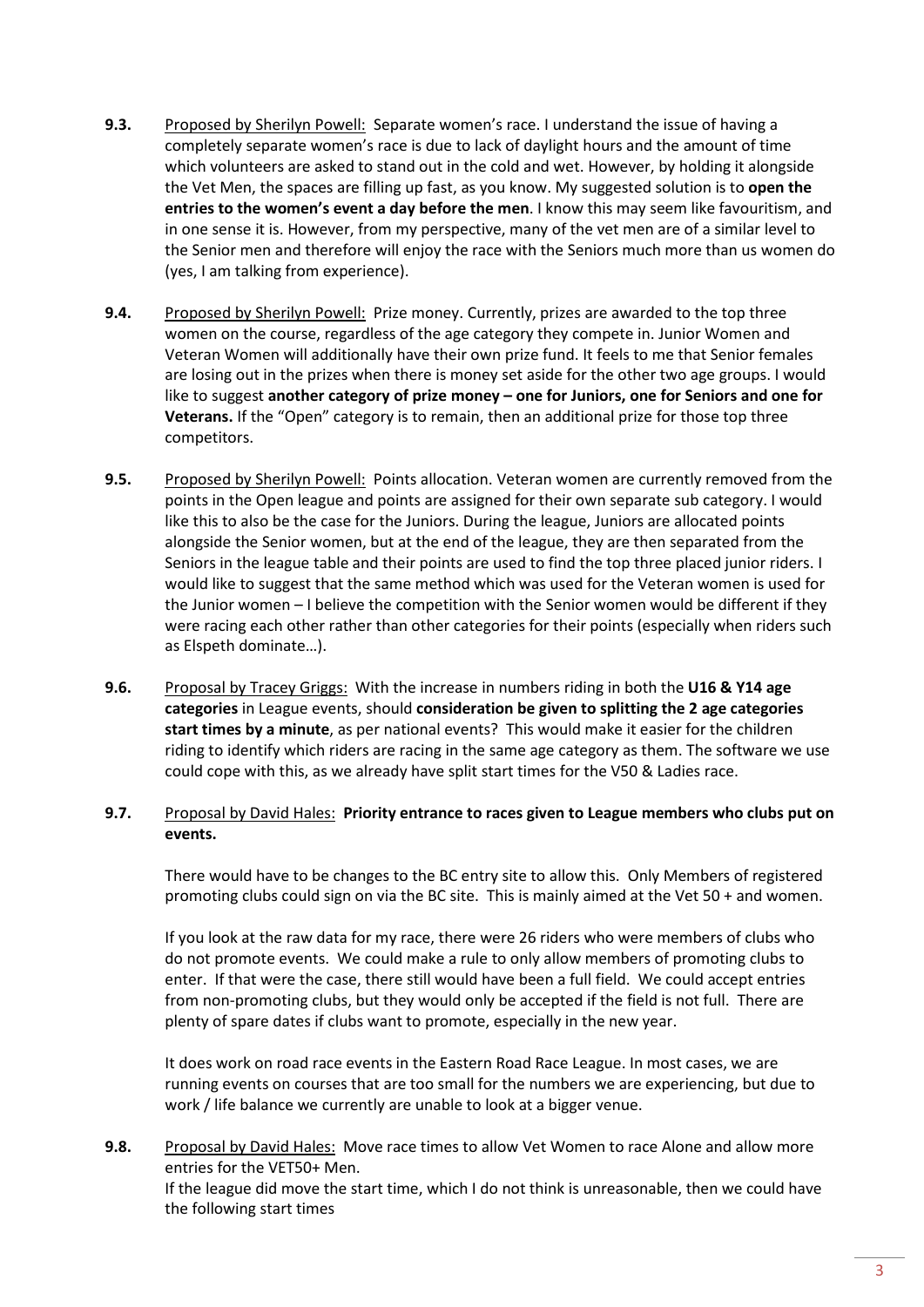**9.3.** Proposed by Sherilyn Powell: Separate women's race. I understand the issue of having a completely separate women's race is due to lack of daylight hours and the amount of time which volunteers are asked to stand out in the cold and wet. However, by holding it alongside the Vet Men, the spaces are filling up fast, as you know. My suggested solution is to **open the entries to the women's event a day before the men**. I know this may seem like favouritism, and in one sense it is. However, from my perspective, many of the vet men are of a similar level to the Senior men and therefore will enjoy the race with the Seniors much more than us women do (yes, I am talking from experience).

**9.4.** Proposed by Sherilyn Powell: Prize money. Currently, prizes are awarded to the top three women on the course, regardless of the age category they compete in. Junior Women and Veteran Women will additionally have their own prize fund. It feels to me that Senior females are losing out in the prizes when there is money set aside for the other two age groups. I would like to suggest **another category of prize money – one for Juniors, one for Seniors and one for Veterans.** If the "Open" category is to remain, then an additional prize for those top three competitors.

**9.5.** Proposed by Sherilyn Powell: Points allocation. Veteran women are currently removed from the points in the Open league and points are assigned for their own separate sub category. I would like this to also be the case for the Juniors. During the league, Juniors are allocated points alongside the Senior women, but at the end of the league, they are then separated from the Seniors in the league table and their points are used to find the top three placed junior riders. I would like to suggest that the same method which was used for the Veteran women is used for the Junior women – I believe the competition with the Senior women would be different if they were racing each other rather than other categories for their points (especially when riders such as Elspeth dominate…).

**9.6.** Proposal by Tracey Griggs: With the increase in numbers riding in both the **U16 & Y14 age categories** in League events, should **consideration be given to splitting the 2 age categories start times by a minute**, as per national events? This would make it easier for the children riding to identify which riders are racing in the same age category as them. The software we use could cope with this, as we already have split start times for the V50 & Ladies race.

**9.7.** Proposal by David Hales: **Priority entrance to races given to League members who clubs put on events.**

There would have to be changes to the BC entry site to allow this. Only Members of registered promoting clubs could sign on via the BC site. This is mainly aimed at the Vet 50 + and women.

If you look at the raw data for my race, there were 26 riders who were members of clubs who do not promote events. We could make a rule to only allow members of promoting clubs to enter. If that were the case, there still would have been a full field. We could accept entries from non-promoting clubs, but they would only be accepted if the field is not full. There are plenty of spare dates if clubs want to promote, especially in the new year.

It does work on road race events in the Eastern Road Race League. In most cases, we are running events on courses that are too small for the numbers we are experiencing, but due to work / life balance we currently are unable to look at a bigger venue.

**9.8.** Proposal by David Hales: Move race times to allow Vet Women to race Alone and allow more entries for the VET50+ Men.
If the league did move the start time, which I do not think is unreasonable, then we could have the following start times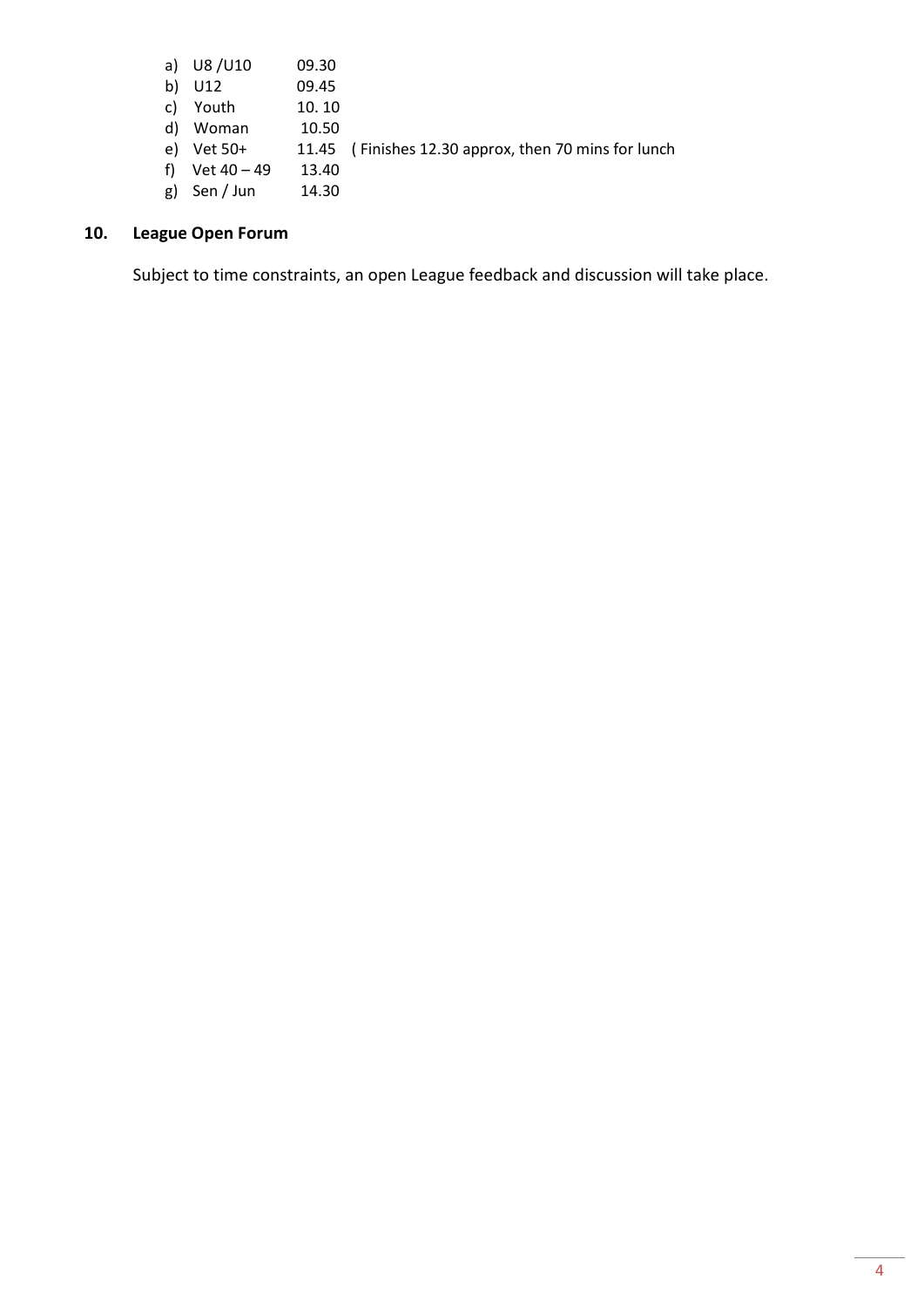a) U8 /U10 09.30
b) U12 09.45
c) Youth 10. 10
d) Woman 10.50
e) Vet 50+ 11.45 ( Finishes 12.30 approx, then 70 mins for lunch
f) Vet 40 – 49 13.40
g) Sen / Jun 14.30

## 10. League Open Forum

Subject to time constraints, an open League feedback and discussion will take place.